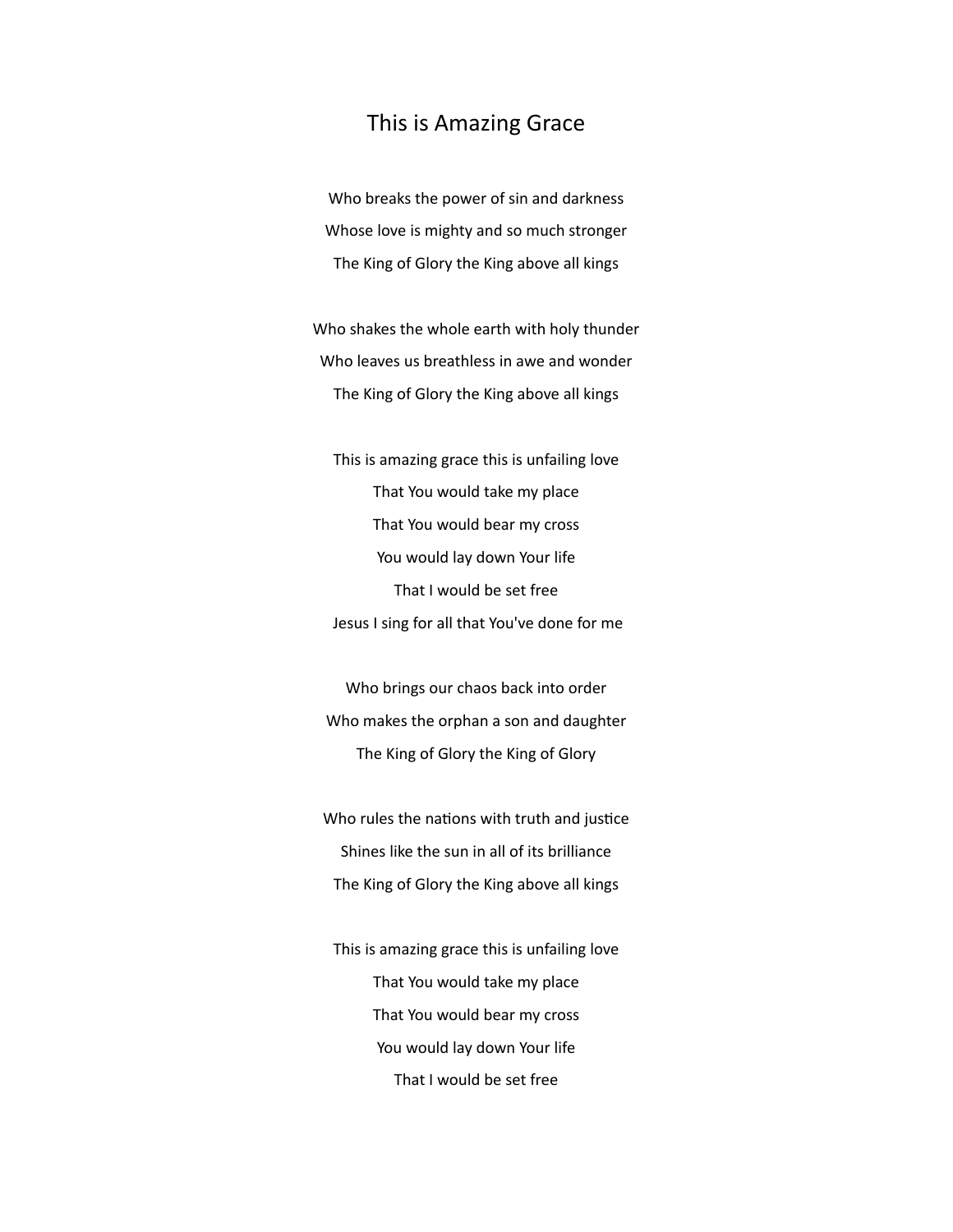# This is Amazing Grace

Who breaks the power of sin and darkness

Whose love is mighty and so much stronger

The King of Glory the King above all kings

Who shakes the whole earth with holy thunder

Who leaves us breathless in awe and wonder

The King of Glory the King above all kings

This is amazing grace this is unfailing love

That You would take my place

That You would bear my cross

You would lay down Your life

That I would be set free

Jesus I sing for all that You've done for me

Who brings our chaos back into order

Who makes the orphan a son and daughter

The King of Glory the King of Glory

Who rules the nations with truth and justice

Shines like the sun in all of its brilliance

The King of Glory the King above all kings

This is amazing grace this is unfailing love

That You would take my place

That You would bear my cross

You would lay down Your life

That I would be set free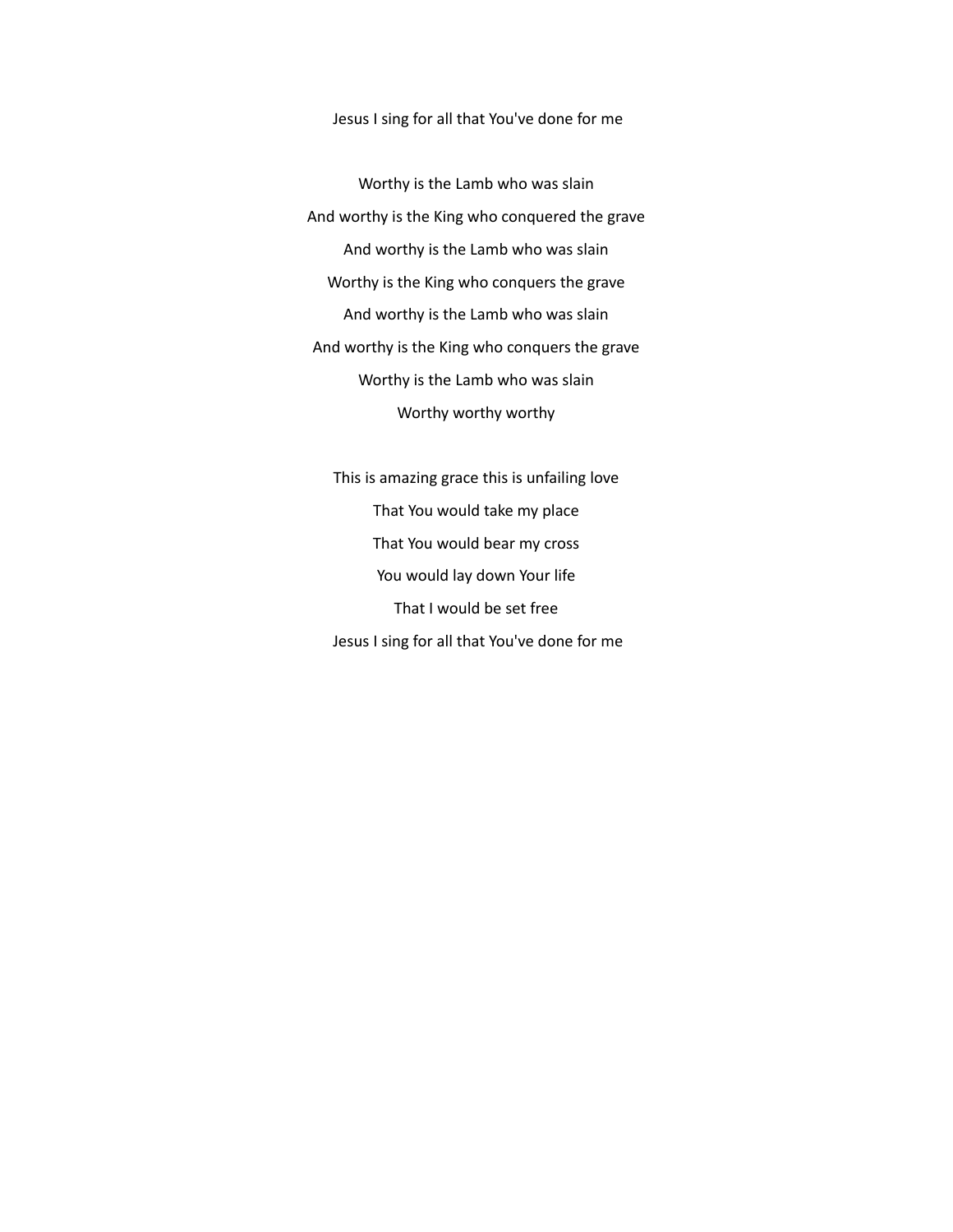Jesus I sing for all that You've done for me

Worthy is the Lamb who was slain

And worthy is the King who conquered the grave

And worthy is the Lamb who was slain

Worthy is the King who conquers the grave

And worthy is the Lamb who was slain

And worthy is the King who conquers the grave

Worthy is the Lamb who was slain

Worthy worthy worthy

This is amazing grace this is unfailing love

That You would take my place

That You would bear my cross

You would lay down Your life

That I would be set free

Jesus I sing for all that You've done for me